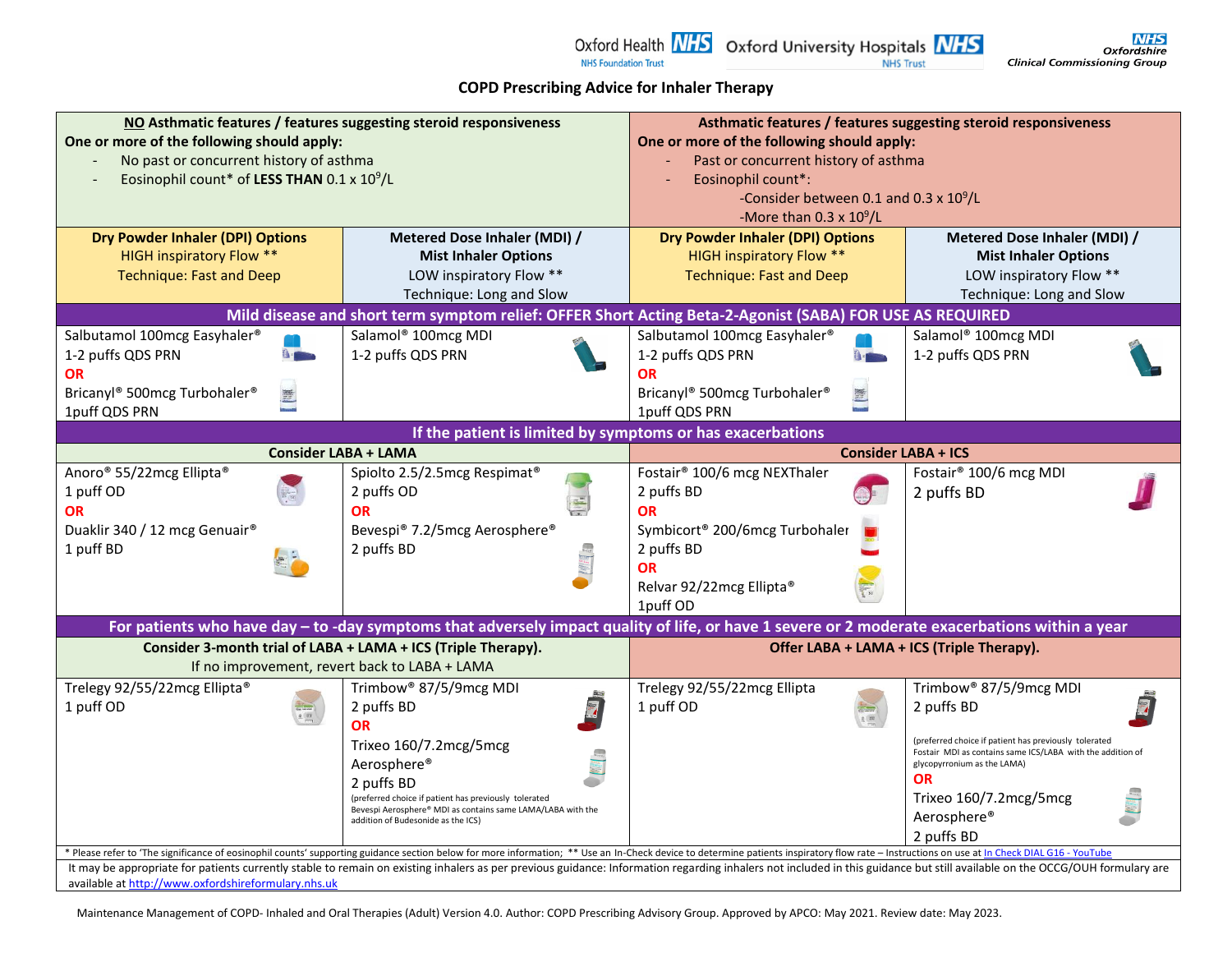# COPD Prescribing Advice for Inhaler Therapy

| **NO Asthmatic features / features suggesting steroid responsiveness**<br>**One or more of the following should apply:**<br>- No past or concurrent history of asthma<br>- Eosinophil count* of **LESS THAN** 0.1 x $10^9$/L | | **Asthmatic features / features suggesting steroid responsiveness**<br>**One or more of the following should apply:**<br>- Past or concurrent history of asthma<br>- Eosinophil count*:<br>-Consider between 0.1 and 0.3 x $10^9$/L<br>-More than 0.3 x $10^9$/L | |
|---|---|---|---|
| **Dry Powder Inhaler (DPI) Options**<br>HIGH inspiratory Flow **<br>Technique: Fast and Deep | **Metered Dose Inhaler (MDI) / Mist Inhaler Options**<br>LOW inspiratory Flow **<br>Technique: Long and Slow | **Dry Powder Inhaler (DPI) Options**<br>HIGH inspiratory Flow **<br>Technique: Fast and Deep | **Metered Dose Inhaler (MDI) / Mist Inhaler Options**<br>LOW inspiratory Flow **<br>Technique: Long and Slow |
| **Mild disease and short term symptom relief: OFFER Short Acting Beta-2-Agonist (SABA) FOR USE AS REQUIRED** | | | |
| Salbutamol 100mcg Easyhaler®<br>1-2 puffs QDS PRN<br>**OR**<br>Bricanyl® 500mcg Turbohaler®<br>1puff QDS PRN | Salamol® 100mcg MDI<br>1-2 puffs QDS PRN | Salbutamol 100mcg Easyhaler®<br>1-2 puffs QDS PRN<br>**OR**<br>Bricanyl® 500mcg Turbohaler®<br>1puff QDS PRN | Salamol® 100mcg MDI<br>1-2 puffs QDS PRN |
| **If the patient is limited by symptoms or has exacerbations** | | | |
| **Consider LABA + LAMA** | | **Consider LABA + ICS** | |
| Anoro® 55/22mcg Ellipta®<br>1 puff OD<br>**OR**<br>Duaklir 340 / 12 mcg Genuair®<br>1 puff BD | Spiolto 2.5/2.5mcg Respimat®<br>2 puffs OD<br>**OR**<br>Bevespi® 7.2/5mcg Aerosphere®<br>2 puffs BD | Fostair® 100/6 mcg NEXThaler<br>2 puffs BD<br>**OR**<br>Symbicort® 200/6mcg Turbohaler<br>2 puffs BD<br>**OR**<br>Relvar 92/22mcg Ellipta®<br>1puff OD | Fostair® 100/6 mcg MDI<br>2 puffs BD |
| **For patients who have day – to -day symptoms that adversely impact quality of life, or have 1 severe or 2 moderate exacerbations within a year** | | | |
| **Consider 3-month trial of LABA + LAMA + ICS (Triple Therapy).**<br>If no improvement, revert back to LABA + LAMA | | **Offer LABA + LAMA + ICS (Triple Therapy).** | |
| Trelegy 92/55/22mcg Ellipta®<br>1 puff OD | Trimbow® 87/5/9mcg MDI<br>2 puffs BD<br>**OR**<br>Trixeo 160/7.2mcg/5mcg Aerosphere®<br>2 puffs BD<br>(preferred choice if patient has previously tolerated Bevespi Aerosphere® MDI as contains same LAMA/LABA with the addition of Budesonide as the ICS) | Trelegy 92/55/22mcg Ellipta<br>1 puff OD | Trimbow® 87/5/9mcg MDI<br>2 puffs BD<br>(preferred choice if patient has previously tolerated Fostair MDI as contains same ICS/LABA with the addition of glycopyrronium as the LAMA)<br>**OR**<br>Trixeo 160/7.2mcg/5mcg Aerosphere®<br>2 puffs BD |

* Please refer to 'The significance of eosinophil counts' supporting guidance section below for more information; ** Use an In-Check device to determine patients inspiratory flow rate – Instructions on use at In Check DIAL G16 - YouTube

It may be appropriate for patients currently stable to remain on existing inhalers as per previous guidance: Information regarding inhalers not included in this guidance but still available on the OCCG/OUH formulary are available at http://www.oxfordshireformulary.nhs.uk

Maintenance Management of COPD- Inhaled and Oral Therapies (Adult) Version 4.0. Author: COPD Prescribing Advisory Group. Approved by APCO: May 2021. Review date: May 2023.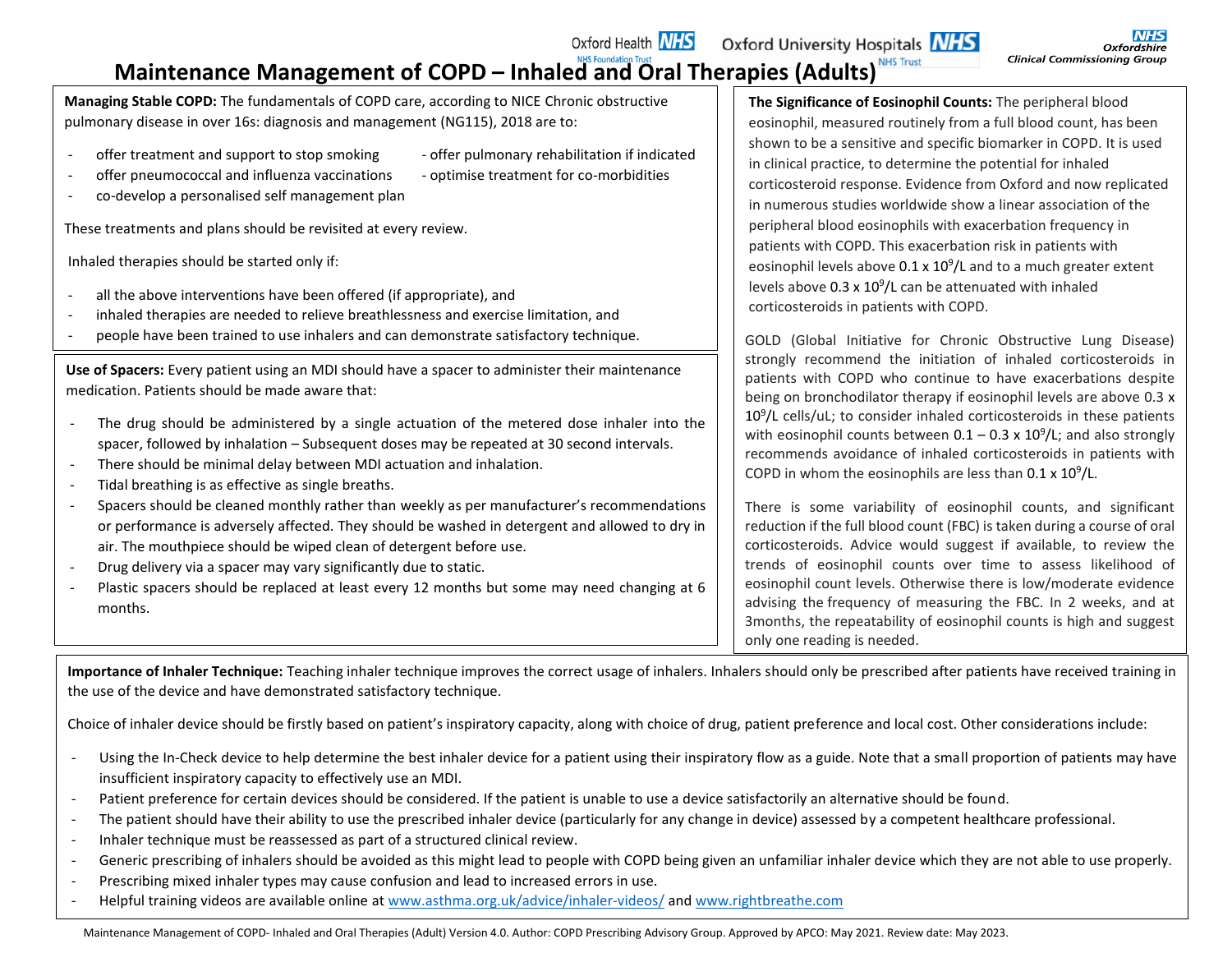# Maintenance Management of COPD – Inhaled and Oral Therapies (Adults)

**Managing Stable COPD:** The fundamentals of COPD care, according to NICE Chronic obstructive pulmonary disease in over 16s: diagnosis and management (NG115), 2018 are to:

- offer treatment and support to stop smoking
- offer pneumococcal and influenza vaccinations
- co-develop a personalised self management plan
- offer pulmonary rehabilitation if indicated
- optimise treatment for co-morbidities

These treatments and plans should be revisited at every review.

Inhaled therapies should be started only if:

- all the above interventions have been offered (if appropriate), and
- inhaled therapies are needed to relieve breathlessness and exercise limitation, and
- people have been trained to use inhalers and can demonstrate satisfactory technique.

**Use of Spacers:** Every patient using an MDI should have a spacer to administer their maintenance medication. Patients should be made aware that:

- The drug should be administered by a single actuation of the metered dose inhaler into the spacer, followed by inhalation – Subsequent doses may be repeated at 30 second intervals.
- There should be minimal delay between MDI actuation and inhalation.
- Tidal breathing is as effective as single breaths.
- Spacers should be cleaned monthly rather than weekly as per manufacturer's recommendations or performance is adversely affected. They should be washed in detergent and allowed to dry in air. The mouthpiece should be wiped clean of detergent before use.
- Drug delivery via a spacer may vary significantly due to static.
- Plastic spacers should be replaced at least every 12 months but some may need changing at 6 months.

**The Significance of Eosinophil Counts:** The peripheral blood eosinophil, measured routinely from a full blood count, has been shown to be a sensitive and specific biomarker in COPD. It is used in clinical practice, to determine the potential for inhaled corticosteroid response. Evidence from Oxford and now replicated in numerous studies worldwide show a linear association of the peripheral blood eosinophils with exacerbation frequency in patients with COPD. This exacerbation risk in patients with eosinophil levels above $0.1 \times 10^9$/L and to a much greater extent levels above $0.3 \times 10^9$/L can be attenuated with inhaled corticosteroids in patients with COPD.

GOLD (Global Initiative for Chronic Obstructive Lung Disease) strongly recommend the initiation of inhaled corticosteroids in patients with COPD who continue to have exacerbations despite being on bronchodilator therapy if eosinophil levels are above $0.3 \times 10^9$/L cells/uL; to consider inhaled corticosteroids in these patients with eosinophil counts between $0.1 – 0.3 \times 10^9$/L; and also strongly recommends avoidance of inhaled corticosteroids in patients with COPD in whom the eosinophils are less than $0.1 \times 10^9$/L.

There is some variability of eosinophil counts, and significant reduction if the full blood count (FBC) is taken during a course of oral corticosteroids. Advice would suggest if available, to review the trends of eosinophil counts over time to assess likelihood of eosinophil count levels. Otherwise there is low/moderate evidence advising the frequency of measuring the FBC. In 2 weeks, and at 3months, the repeatability of eosinophil counts is high and suggest only one reading is needed.

**Importance of Inhaler Technique:** Teaching inhaler technique improves the correct usage of inhalers. Inhalers should only be prescribed after patients have received training in the use of the device and have demonstrated satisfactory technique.

Choice of inhaler device should be firstly based on patient's inspiratory capacity, along with choice of drug, patient preference and local cost. Other considerations include:

- Using the In-Check device to help determine the best inhaler device for a patient using their inspiratory flow as a guide. Note that a small proportion of patients may have insufficient inspiratory capacity to effectively use an MDI.
- Patient preference for certain devices should be considered. If the patient is unable to use a device satisfactorily an alternative should be found.
- The patient should have their ability to use the prescribed inhaler device (particularly for any change in device) assessed by a competent healthcare professional.
- Inhaler technique must be reassessed as part of a structured clinical review.
- Generic prescribing of inhalers should be avoided as this might lead to people with COPD being given an unfamiliar inhaler device which they are not able to use properly.
- Prescribing mixed inhaler types may cause confusion and lead to increased errors in use.
- Helpful training videos are available online at www.asthma.org.uk/advice/inhaler-videos/ and www.rightbreathe.com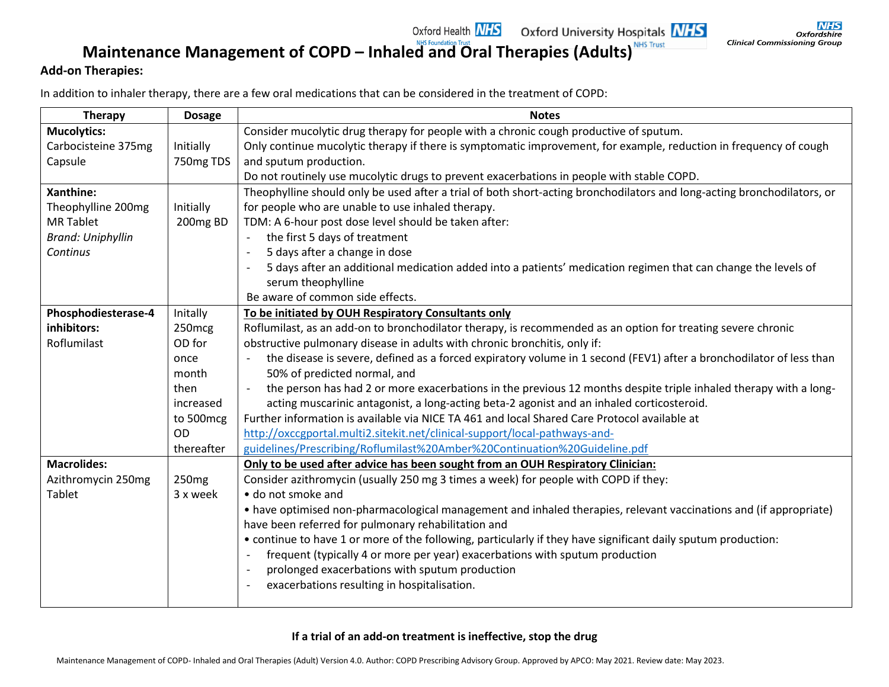# Maintenance Management of COPD – Inhaled and Oral Therapies (Adults)

**Add-on Therapies:**

In addition to inhaler therapy, there are a few oral medications that can be considered in the treatment of COPD:

| Therapy | Dosage | Notes |
|---|---|---|
| **Mucolytics:**<br>Carbocisteine 375mg Capsule | Initially 750mg TDS | Consider mucolytic drug therapy for people with a chronic cough productive of sputum.<br>Only continue mucolytic therapy if there is symptomatic improvement, for example, reduction in frequency of cough and sputum production.<br>Do not routinely use mucolytic drugs to prevent exacerbations in people with stable COPD. |
| **Xanthine:**<br>Theophylline 200mg MR Tablet<br>*Brand: Uniphyllin Continus* | Initially 200mg BD | Theophylline should only be used after a trial of both short-acting bronchodilators and long-acting bronchodilators, or for people who are unable to use inhaled therapy.<br>TDM: A 6-hour post dose level should be taken after:<br>- the first 5 days of treatment<br>- 5 days after a change in dose<br>- 5 days after an additional medication added into a patients' medication regimen that can change the levels of serum theophylline<br>Be aware of common side effects. |
| **Phosphodiesterase-4 inhibitors:**<br>Roflumilast | Initally 250mcg OD for once month then increased to 500mcg OD thereafter | **<u>To be initiated by OUH Respiratory Consultants only</u>**<br>Roflumilast, as an add-on to bronchodilator therapy, is recommended as an option for treating severe chronic obstructive pulmonary disease in adults with chronic bronchitis, only if:<br>- the disease is severe, defined as a forced expiratory volume in 1 second (FEV1) after a bronchodilator of less than 50% of predicted normal, and<br>- the person has had 2 or more exacerbations in the previous 12 months despite triple inhaled therapy with a long-acting muscarinic antagonist, a long-acting beta-2 agonist and an inhaled corticosteroid.<br>Further information is available via NICE TA 461 and local Shared Care Protocol available at http://oxccgportal.multi2.sitekit.net/clinical-support/local-pathways-and-guidelines/Prescribing/Roflumilast%20Amber%20Continuation%20Guideline.pdf |
| **Macrolides:**<br>Azithromycin 250mg Tablet | 250mg 3 x week | **<u>Only to be used after advice has been sought from an OUH Respiratory Clinician:</u>**<br>Consider azithromycin (usually 250 mg 3 times a week) for people with COPD if they:<br>• do not smoke and<br>• have optimised non-pharmacological management and inhaled therapies, relevant vaccinations and (if appropriate) have been referred for pulmonary rehabilitation and<br>• continue to have 1 or more of the following, particularly if they have significant daily sputum production:<br>- frequent (typically 4 or more per year) exacerbations with sputum production<br>- prolonged exacerbations with sputum production<br>- exacerbations resulting in hospitalisation. |

**If a trial of an add-on treatment is ineffective, stop the drug**

Maintenance Management of COPD- Inhaled and Oral Therapies (Adult) Version 4.0. Author: COPD Prescribing Advisory Group. Approved by APCO: May 2021. Review date: May 2023.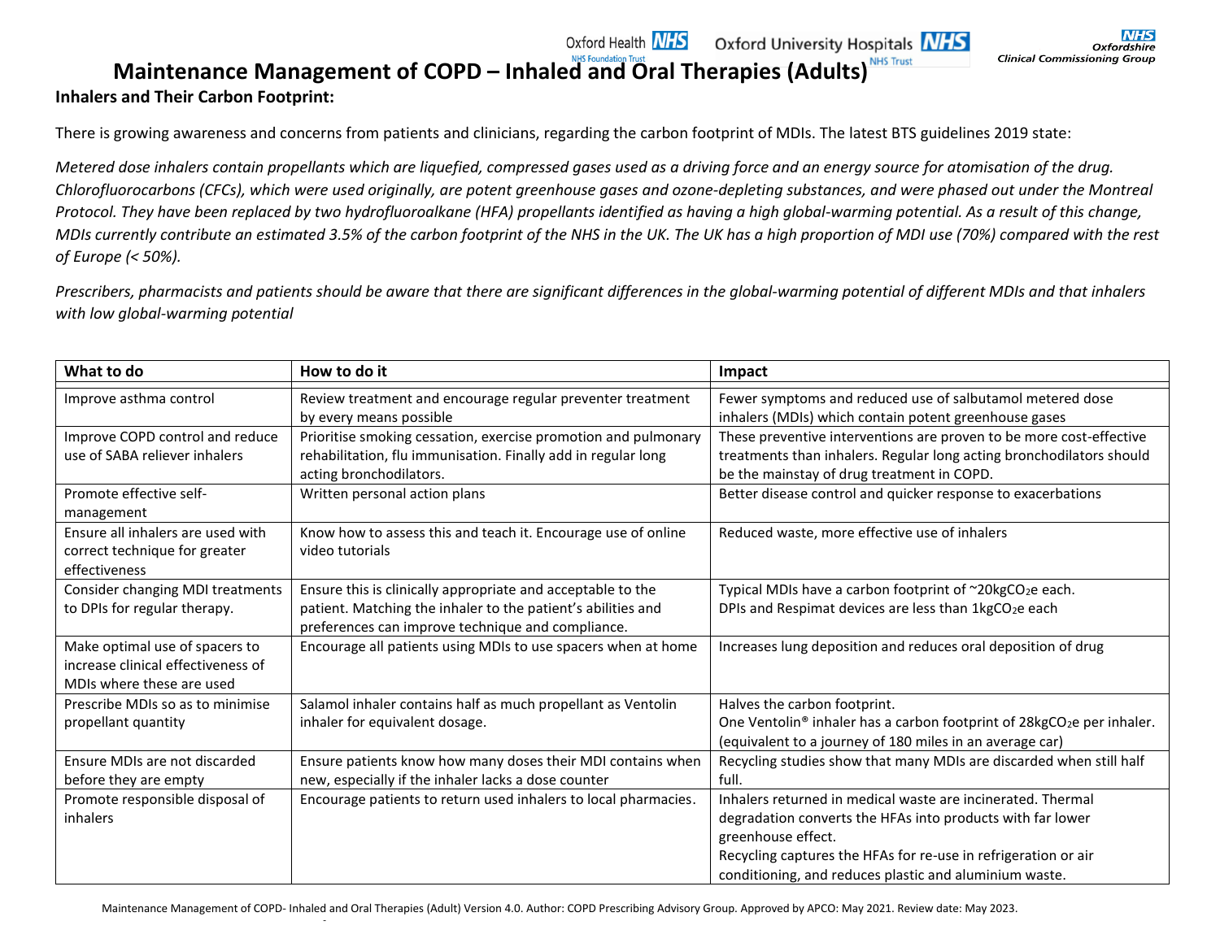# Maintenance Management of COPD – Inhaled and Oral Therapies (Adults)

**Inhalers and Their Carbon Footprint:**

There is growing awareness and concerns from patients and clinicians, regarding the carbon footprint of MDIs. The latest BTS guidelines 2019 state:

*Metered dose inhalers contain propellants which are liquefied, compressed gases used as a driving force and an energy source for atomisation of the drug. Chlorofluorocarbons (CFCs), which were used originally, are potent greenhouse gases and ozone-depleting substances, and were phased out under the Montreal Protocol. They have been replaced by two hydrofluoroalkane (HFA) propellants identified as having a high global-warming potential. As a result of this change, MDIs currently contribute an estimated 3.5% of the carbon footprint of the NHS in the UK. The UK has a high proportion of MDI use (70%) compared with the rest of Europe (< 50%).*

*Prescribers, pharmacists and patients should be aware that there are significant differences in the global-warming potential of different MDIs and that inhalers with low global-warming potential*

| What to do | How to do it | Impact |
|---|---|---|
| Improve asthma control | Review treatment and encourage regular preventer treatment by every means possible | Fewer symptoms and reduced use of salbutamol metered dose inhalers (MDIs) which contain potent greenhouse gases |
| Improve COPD control and reduce use of SABA reliever inhalers | Prioritise smoking cessation, exercise promotion and pulmonary rehabilitation, flu immunisation. Finally add in regular long acting bronchodilators. | These preventive interventions are proven to be more cost-effective treatments than inhalers. Regular long acting bronchodilators should be the mainstay of drug treatment in COPD. |
| Promote effective self-management | Written personal action plans | Better disease control and quicker response to exacerbations |
| Ensure all inhalers are used with correct technique for greater effectiveness | Know how to assess this and teach it. Encourage use of online video tutorials | Reduced waste, more effective use of inhalers |
| Consider changing MDI treatments to DPIs for regular therapy. | Ensure this is clinically appropriate and acceptable to the patient. Matching the inhaler to the patient's abilities and preferences can improve technique and compliance. | Typical MDIs have a carbon footprint of ~20kg$CO_2$e each.<br>DPIs and Respimat devices are less than 1kg$CO_2$e each |
| Make optimal use of spacers to increase clinical effectiveness of MDIs where these are used | Encourage all patients using MDIs to use spacers when at home | Increases lung deposition and reduces oral deposition of drug |
| Prescribe MDIs so as to minimise propellant quantity | Salamol inhaler contains half as much propellant as Ventolin inhaler for equivalent dosage. | Halves the carbon footprint.<br>One Ventolin® inhaler has a carbon footprint of 28kg$CO_2$e per inhaler. (equivalent to a journey of 180 miles in an average car) |
| Ensure MDIs are not discarded before they are empty | Ensure patients know how many doses their MDI contains when new, especially if the inhaler lacks a dose counter | Recycling studies show that many MDIs are discarded when still half full. |
| Promote responsible disposal of inhalers | Encourage patients to return used inhalers to local pharmacies. | Inhalers returned in medical waste are incinerated. Thermal degradation converts the HFAs into products with far lower greenhouse effect.<br>Recycling captures the HFAs for re-use in refrigeration or air conditioning, and reduces plastic and aluminium waste. |

Maintenance Management of COPD- Inhaled and Oral Therapies (Adult) Version 4.0. Author: COPD Prescribing Advisory Group. Approved by APCO: May 2021. Review date: May 2023.